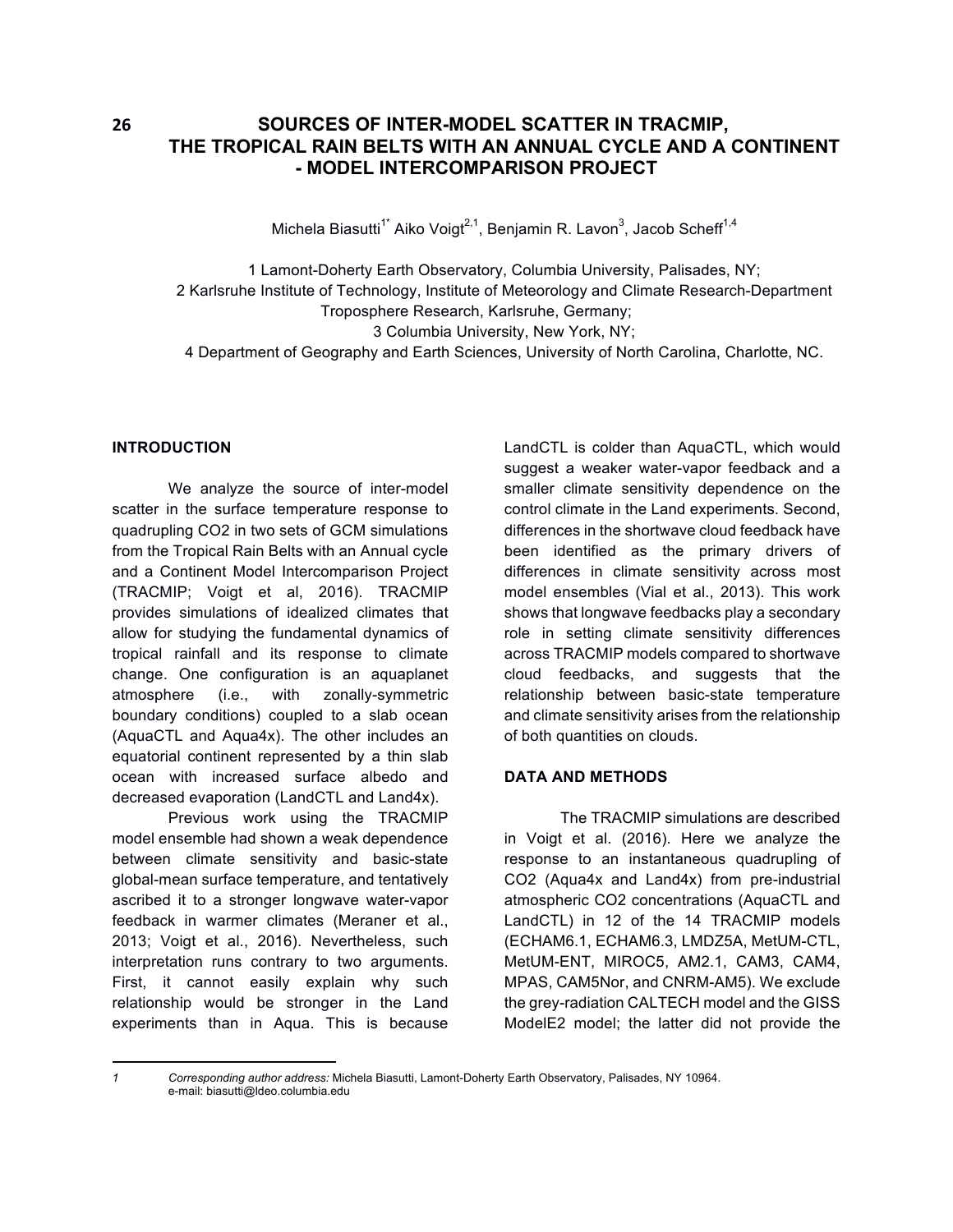# SOURCES OF INTER-MODEL SCATTER IN TRACMIP, THE TROPICAL RAIN BELTS WITH AN ANNUAL CYCLE AND A CONTINENT - MODEL INTERCOMPARISON PROJECT

Michela Biasutti[1*] Aiko Voigt[2,1], Benjamin R. Lavon[3], Jacob Scheff[1,4]

1 Lamont-Doherty Earth Observatory, Columbia University, Palisades, NY;
2 Karlsruhe Institute of Technology, Institute of Meteorology and Climate Research-Department Troposphere Research, Karlsruhe, Germany;
3 Columbia University, New York, NY;
4 Department of Geography and Earth Sciences, University of North Carolina, Charlotte, NC.

## INTRODUCTION

We analyze the source of inter-model scatter in the surface temperature response to quadrupling $CO_2$ in two sets of GCM simulations from the Tropical Rain Belts with an Annual cycle and a Continent Model Intercomparison Project (TRACMIP; Voigt et al, 2016). TRACMIP provides simulations of idealized climates that allow for studying the fundamental dynamics of tropical rainfall and its response to climate change. One configuration is an aquaplanet atmosphere (i.e., with zonally-symmetric boundary conditions) coupled to a slab ocean (AquaCTL and Aqua4x). The other includes an equatorial continent represented by a thin slab ocean with increased surface albedo and decreased evaporation (LandCTL and Land4x).

Previous work using the TRACMIP model ensemble had shown a weak dependence between climate sensitivity and basic-state global-mean surface temperature, and tentatively ascribed it to a stronger longwave water-vapor feedback in warmer climates (Meraner et al., 2013; Voigt et al., 2016). Nevertheless, such interpretation runs contrary to two arguments. First, it cannot easily explain why such relationship would be stronger in the Land experiments than in Aqua. This is because LandCTL is colder than AquaCTL, which would suggest a weaker water-vapor feedback and a smaller climate sensitivity dependence on the control climate in the Land experiments. Second, differences in the shortwave cloud feedback have been identified as the primary drivers of differences in climate sensitivity across most model ensembles (Vial et al., 2013). This work shows that longwave feedbacks play a secondary role in setting climate sensitivity differences across TRACMIP models compared to shortwave cloud feedbacks, and suggests that the relationship between basic-state temperature and climate sensitivity arises from the relationship of both quantities on clouds.

## DATA AND METHODS

The TRACMIP simulations are described in Voigt et al. (2016). Here we analyze the response to an instantaneous quadrupling of $CO_2$ (Aqua4x and Land4x) from pre-industrial atmospheric $CO_2$ concentrations (AquaCTL and LandCTL) in 12 of the 14 TRACMIP models (ECHAM6.1, ECHAM6.3, LMDZ5A, MetUM-CTL, MetUM-ENT, MIROC5, AM2.1, CAM3, CAM4, MPAS, CAM5Nor, and CNRM-AM5). We exclude the grey-radiation CALTECH model and the GISS ModelE2 model; the latter did not provide the

---

1 *Corresponding author address:* Michela Biasutti, Lamont-Doherty Earth Observatory, Palisades, NY 10964. e-mail: biasutti@ldeo.columbia.edu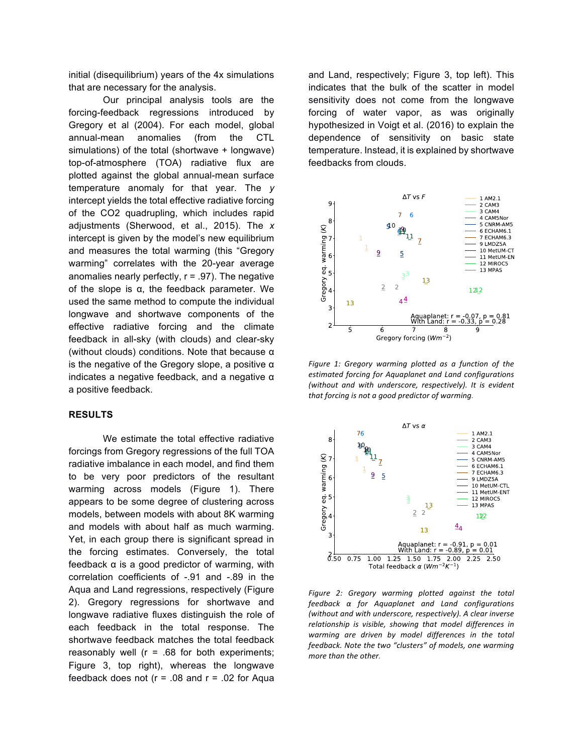initial (disequilibrium) years of the 4x simulations that are necessary for the analysis.

Our principal analysis tools are the forcing-feedback regressions introduced by Gregory et al (2004). For each model, global annual-mean anomalies (from the CTL simulations) of the total (shortwave + longwave) top-of-atmosphere (TOA) radiative flux are plotted against the global annual-mean surface temperature anomaly for that year. The *y* intercept yields the total effective radiative forcing of the CO2 quadrupling, which includes rapid adjustments (Sherwood, et al., 2015). The *x* intercept is given by the model's new equilibrium and measures the total warming (this "Gregory warming" correlates with the 20-year average anomalies nearly perfectly, r = .97). The negative of the slope is α, the feedback parameter. We used the same method to compute the individual longwave and shortwave components of the effective radiative forcing and the climate feedback in all-sky (with clouds) and clear-sky (without clouds) conditions. Note that because α is the negative of the Gregory slope, a positive α indicates a negative feedback, and a negative α a positive feedback.

## RESULTS

We estimate the total effective radiative forcings from Gregory regressions of the full TOA radiative imbalance in each model, and find them to be very poor predictors of the resultant warming across models (Figure 1). There appears to be some degree of clustering across models, between models with about 8K warming and models with about half as much warming. Yet, in each group there is significant spread in the forcing estimates. Conversely, the total feedback α is a good predictor of warming, with correlation coefficients of -.91 and -.89 in the Aqua and Land regressions, respectively (Figure 2). Gregory regressions for shortwave and longwave radiative fluxes distinguish the role of each feedback in the total response. The shortwave feedback matches the total feedback reasonably well (r = .68 for both experiments; Figure 3, top right), whereas the longwave feedback does not (r = .08 and r = .02 for Aqua and Land, respectively; Figure 3, top left). This indicates that the bulk of the scatter in model sensitivity does not come from the longwave forcing of water vapor, as was originally hypothesized in Voigt et al. (2016) to explain the dependence of sensitivity on basic state temperature. Instead, it is explained by shortwave feedbacks from clouds.

*Figure 1: Gregory warming plotted as a function of the estimated forcing for Aquaplanet and Land configurations (without and with underscore, respectively). It is evident that forcing is not a good predictor of warming.*

*Figure 2: Gregory warming plotted against the total feedback α for Aquaplanet and Land configurations (without and with underscore, respectively). A clear inverse relationship is visible, showing that model differences in warming are driven by model differences in the total feedback. Note the two "clusters" of models, one warming more than the other.*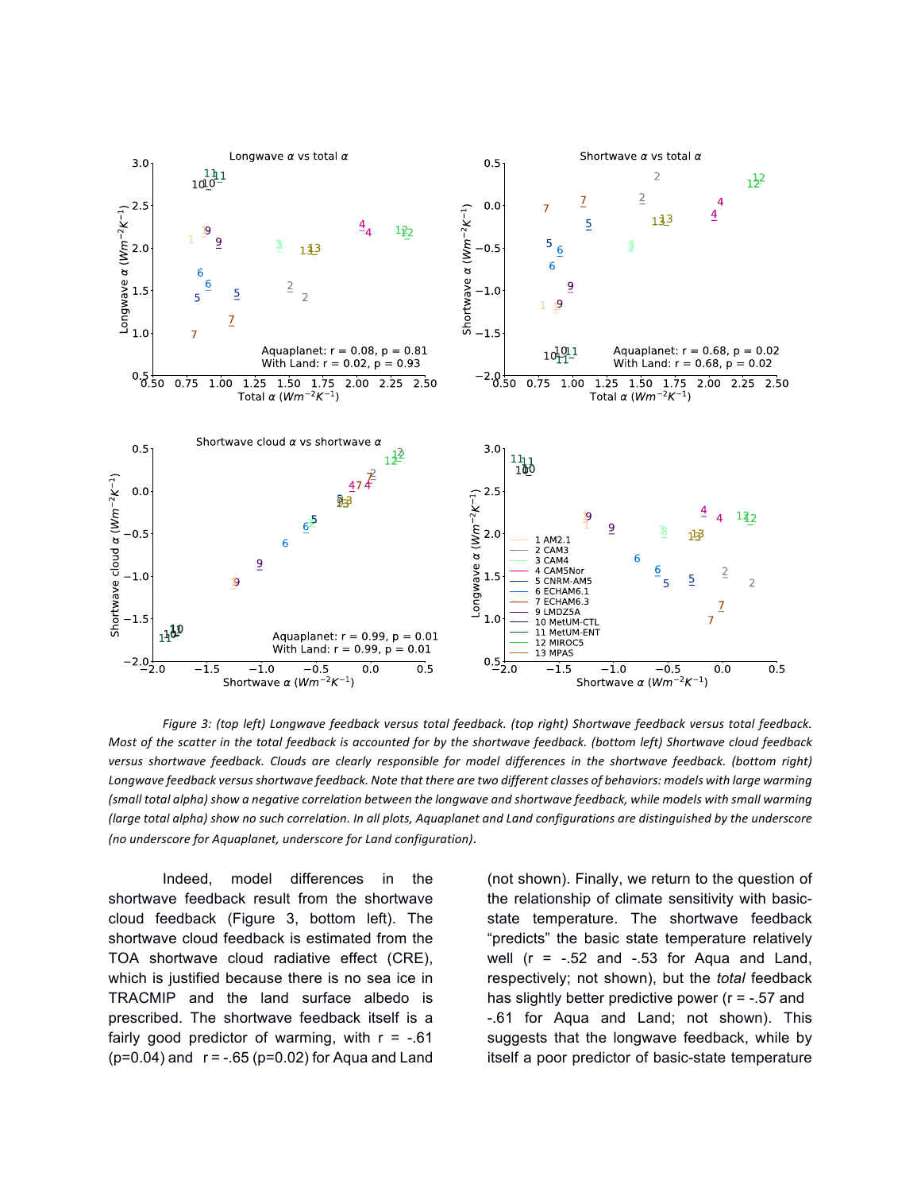*Figure 3: (top left) Longwave feedback versus total feedback. (top right) Shortwave feedback versus total feedback. Most of the scatter in the total feedback is accounted for by the shortwave feedback. (bottom left) Shortwave cloud feedback versus shortwave feedback. Clouds are clearly responsible for model differences in the shortwave feedback. (bottom right) Longwave feedback versus shortwave feedback. Note that there are two different classes of behaviors: models with large warming (small total alpha) show a negative correlation between the longwave and shortwave feedback, while models with small warming (large total alpha) show no such correlation. In all plots, Aquaplanet and Land configurations are distinguished by the underscore (no underscore for Aquaplanet, underscore for Land configuration)*.

Indeed, model differences in the shortwave feedback result from the shortwave cloud feedback (Figure 3, bottom left). The shortwave cloud feedback is estimated from the TOA shortwave cloud radiative effect (CRE), which is justified because there is no sea ice in TRACMIP and the land surface albedo is prescribed. The shortwave feedback itself is a fairly good predictor of warming, with r = -.61 (p=0.04) and r = -.65 (p=0.02) for Aqua and Land (not shown). Finally, we return to the question of the relationship of climate sensitivity with basic-state temperature. The shortwave feedback "predicts" the basic state temperature relatively well (r = -.52 and -.53 for Aqua and Land, respectively; not shown), but the *total* feedback has slightly better predictive power (r = -.57 and -.61 for Aqua and Land; not shown). This suggests that the longwave feedback, while by itself a poor predictor of basic-state temperature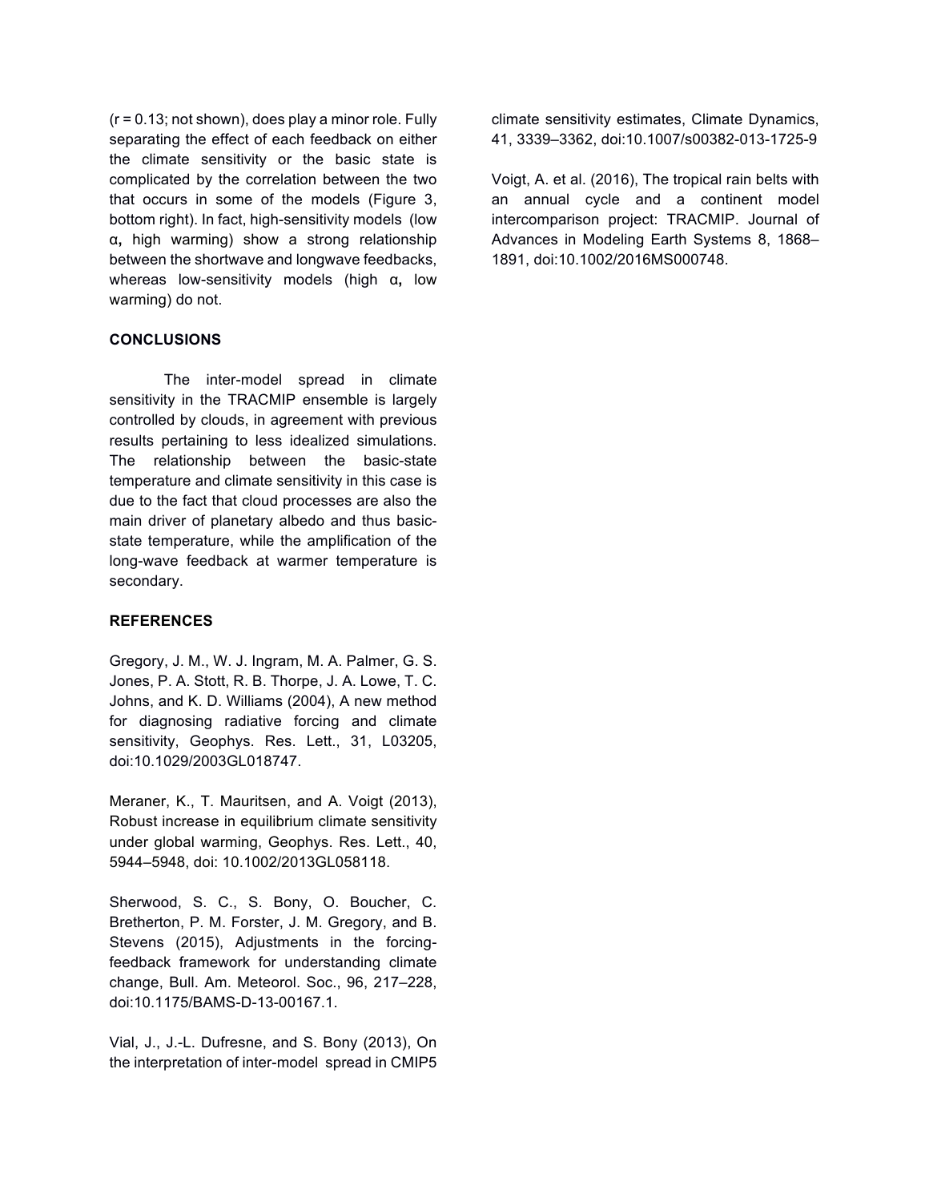($r = 0.13$; not shown), does play a minor role. Fully separating the effect of each feedback on either the climate sensitivity or the basic state is complicated by the correlation between the two that occurs in some of the models (Figure 3, bottom right). In fact, high-sensitivity models (low $\alpha$, high warming) show a strong relationship between the shortwave and longwave feedbacks, whereas low-sensitivity models (high $\alpha$, low warming) do not.

## CONCLUSIONS

The inter-model spread in climate sensitivity in the TRACMIP ensemble is largely controlled by clouds, in agreement with previous results pertaining to less idealized simulations. The relationship between the basic-state temperature and climate sensitivity in this case is due to the fact that cloud processes are also the main driver of planetary albedo and thus basic-state temperature, while the amplification of the long-wave feedback at warmer temperature is secondary.

## REFERENCES

Gregory, J. M., W. J. Ingram, M. A. Palmer, G. S. Jones, P. A. Stott, R. B. Thorpe, J. A. Lowe, T. C. Johns, and K. D. Williams (2004), A new method for diagnosing radiative forcing and climate sensitivity, Geophys. Res. Lett., 31, L03205, doi:10.1029/2003GL018747.

Meraner, K., T. Mauritsen, and A. Voigt (2013), Robust increase in equilibrium climate sensitivity under global warming, Geophys. Res. Lett., 40, 5944–5948, doi: 10.1002/2013GL058118.

Sherwood, S. C., S. Bony, O. Boucher, C. Bretherton, P. M. Forster, J. M. Gregory, and B. Stevens (2015), Adjustments in the forcing-feedback framework for understanding climate change, Bull. Am. Meteorol. Soc., 96, 217–228, doi:10.1175/BAMS-D-13-00167.1.

Vial, J., J.-L. Dufresne, and S. Bony (2013), On the interpretation of inter-model spread in CMIP5 climate sensitivity estimates, Climate Dynamics, 41, 3339–3362, doi:10.1007/s00382-013-1725-9

Voigt, A. et al. (2016), The tropical rain belts with an annual cycle and a continent model intercomparison project: TRACMIP. Journal of Advances in Modeling Earth Systems 8, 1868–1891, doi:10.1002/2016MS000748.